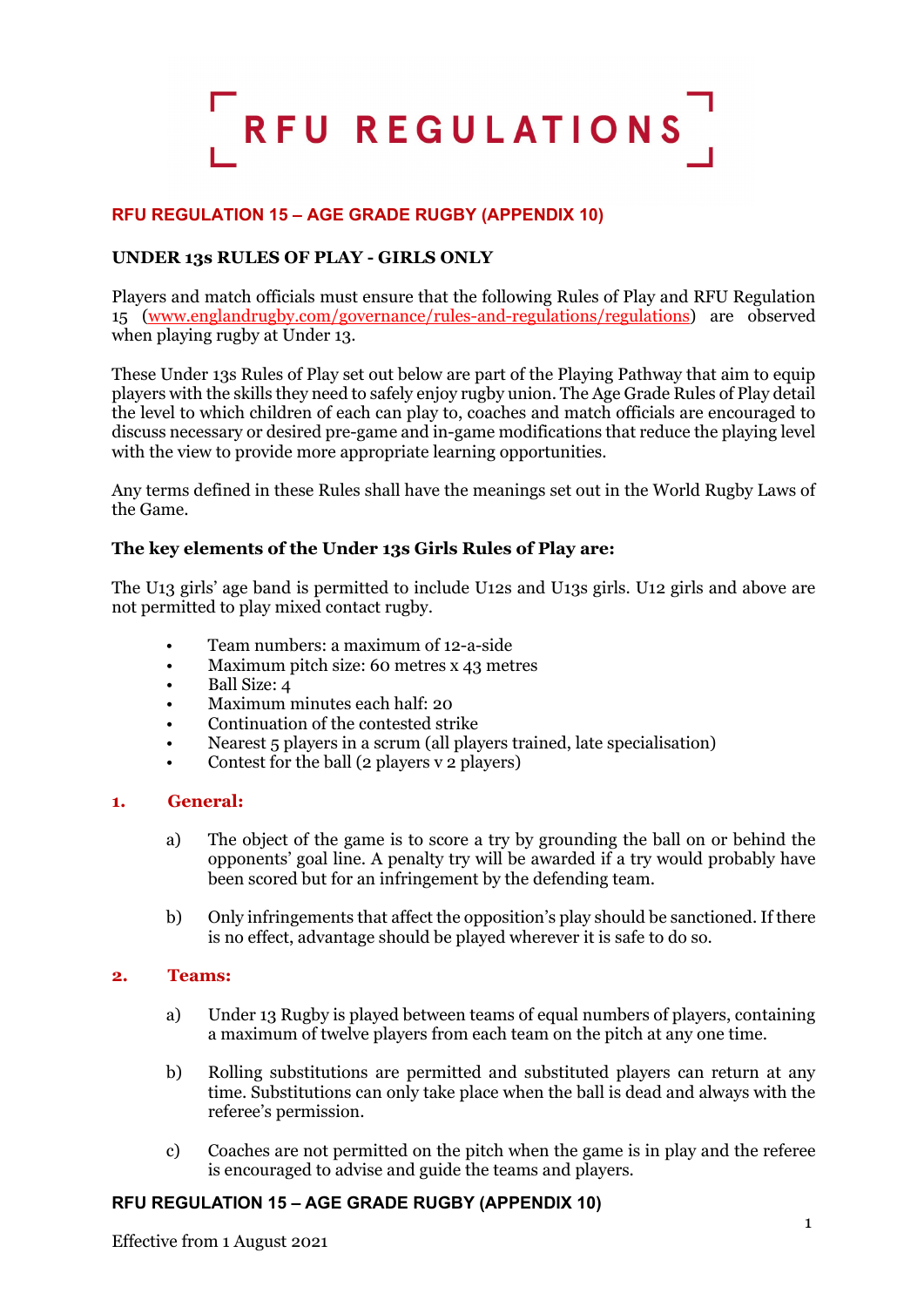# RFU REGULATIONS

## RFU REGULATION 15 – AGE GRADE RUGBY (APPENDIX 10)

### UNDER 13s RULES OF PLAY - GIRLS ONLY

Players and match officials must ensure that the following Rules of Play and RFU Regulation 15 (www.englandrugby.com/governance/rules-and-regulations/regulations) are observed when playing rugby at Under 13.

These Under 13s Rules of Play set out below are part of the Playing Pathway that aim to equip players with the skills they need to safely enjoy rugby union. The Age Grade Rules of Play detail the level to which children of each can play to, coaches and match officials are encouraged to discuss necessary or desired pre-game and in-game modifications that reduce the playing level with the view to provide more appropriate learning opportunities.

Any terms defined in these Rules shall have the meanings set out in the World Rugby Laws of the Game.

### The key elements of the Under 13s Girls Rules of Play are:

The U13 girls' age band is permitted to include U12s and U13s girls. U12 girls and above are not permitted to play mixed contact rugby.

- Team numbers: a maximum of 12-a-side
- Maximum pitch size: 60 metres x 43 metres
- Ball Size: 4
- Maximum minutes each half: 20
- Continuation of the contested strike
- Nearest 5 players in a scrum (all players trained, late specialisation)
- Contest for the ball (2 players v 2 players)

### 1. General:

a) The object of the game is to score a try by grounding the ball on or behind the opponents' goal line. A penalty try will be awarded if a try would probably have been scored but for an infringement by the defending team.

b) Only infringements that affect the opposition's play should be sanctioned. If there is no effect, advantage should be played wherever it is safe to do so.

### 2. Teams:

a) Under 13 Rugby is played between teams of equal numbers of players, containing a maximum of twelve players from each team on the pitch at any one time.

b) Rolling substitutions are permitted and substituted players can return at any time. Substitutions can only take place when the ball is dead and always with the referee's permission.

c) Coaches are not permitted on the pitch when the game is in play and the referee is encouraged to advise and guide the teams and players.

Effective from 1 August 2021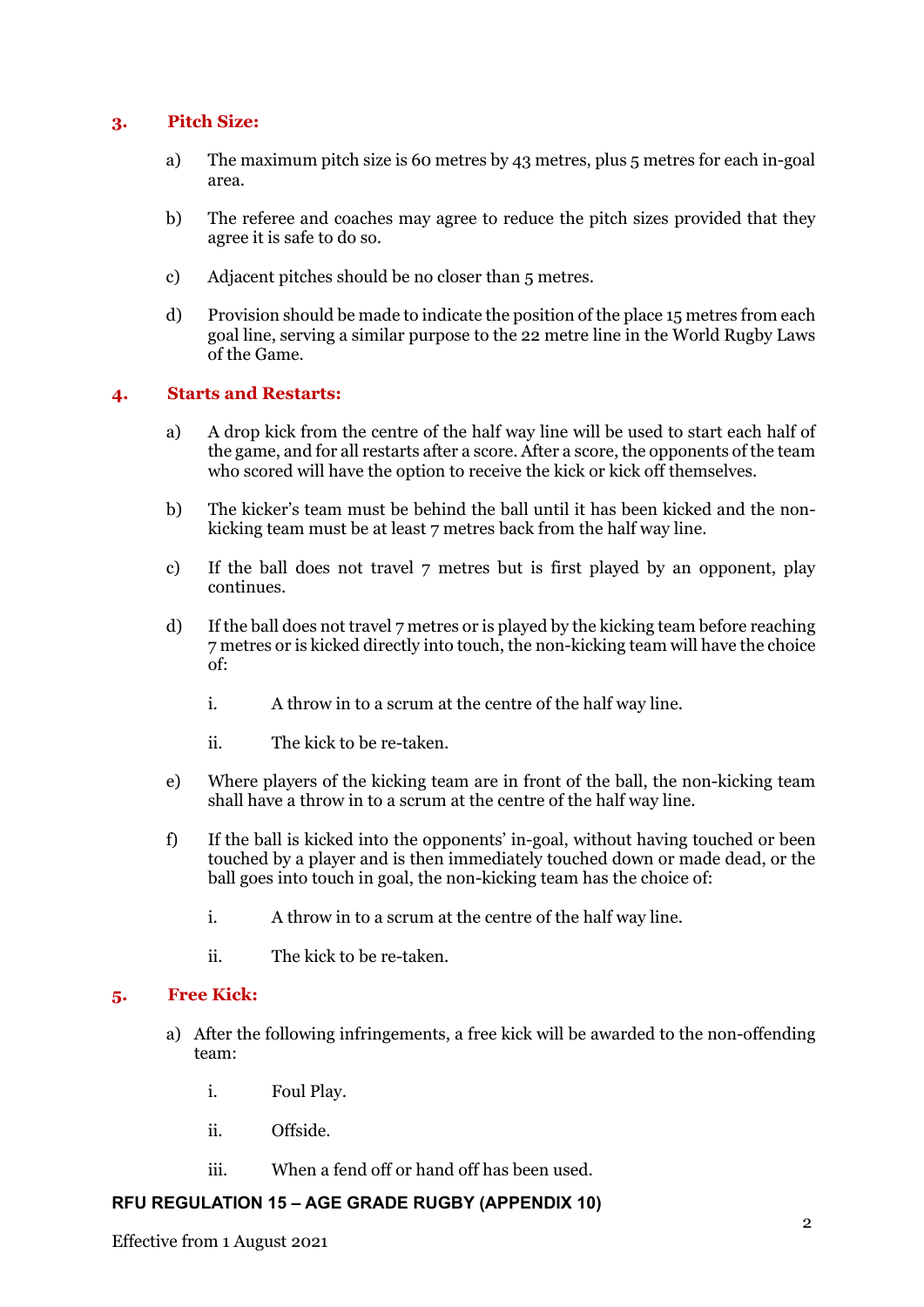## 3. Pitch Size:

a) The maximum pitch size is 60 metres by 43 metres, plus 5 metres for each in-goal area.

b) The referee and coaches may agree to reduce the pitch sizes provided that they agree it is safe to do so.

c) Adjacent pitches should be no closer than 5 metres.

d) Provision should be made to indicate the position of the place 15 metres from each goal line, serving a similar purpose to the 22 metre line in the World Rugby Laws of the Game.

## 4. Starts and Restarts:

a) A drop kick from the centre of the half way line will be used to start each half of the game, and for all restarts after a score. After a score, the opponents of the team who scored will have the option to receive the kick or kick off themselves.

b) The kicker's team must be behind the ball until it has been kicked and the non-kicking team must be at least 7 metres back from the half way line.

c) If the ball does not travel 7 metres but is first played by an opponent, play continues.

d) If the ball does not travel 7 metres or is played by the kicking team before reaching 7 metres or is kicked directly into touch, the non-kicking team will have the choice of:

   i. A throw in to a scrum at the centre of the half way line.

   ii. The kick to be re-taken.

e) Where players of the kicking team are in front of the ball, the non-kicking team shall have a throw in to a scrum at the centre of the half way line.

f) If the ball is kicked into the opponents' in-goal, without having touched or been touched by a player and is then immediately touched down or made dead, or the ball goes into touch in goal, the non-kicking team has the choice of:

   i. A throw in to a scrum at the centre of the half way line.

   ii. The kick to be re-taken.

## 5. Free Kick:

a) After the following infringements, a free kick will be awarded to the non-offending team:

   i. Foul Play.

   ii. Offside.

   iii. When a fend off or hand off has been used.

**RFU REGULATION 15 – AGE GRADE RUGBY (APPENDIX 10)**

Effective from 1 August 2021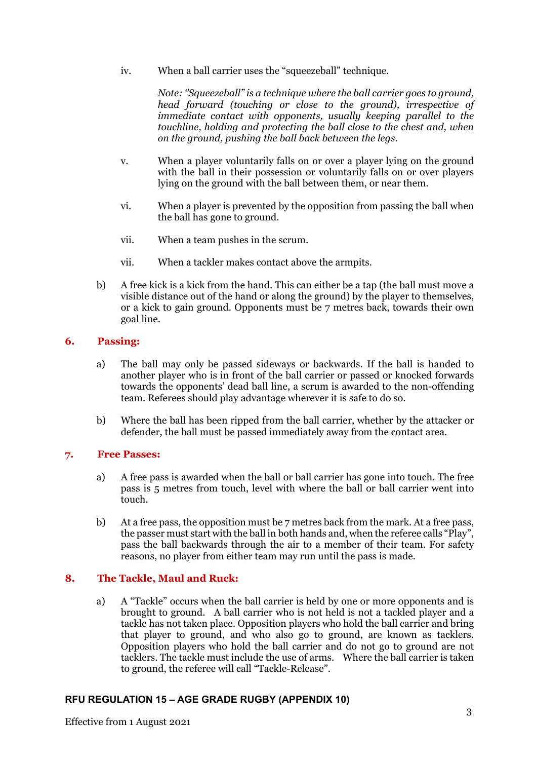iv. When a ball carrier uses the "squeezeball" technique.

*Note: "Squeezeball" is a technique where the ball carrier goes to ground, head forward (touching or close to the ground), irrespective of immediate contact with opponents, usually keeping parallel to the touchline, holding and protecting the ball close to the chest and, when on the ground, pushing the ball back between the legs.*

v. When a player voluntarily falls on or over a player lying on the ground with the ball in their possession or voluntarily falls on or over players lying on the ground with the ball between them, or near them.

vi. When a player is prevented by the opposition from passing the ball when the ball has gone to ground.

vii. When a team pushes in the scrum.

vii. When a tackler makes contact above the armpits.

b) A free kick is a kick from the hand. This can either be a tap (the ball must move a visible distance out of the hand or along the ground) by the player to themselves, or a kick to gain ground. Opponents must be 7 metres back, towards their own goal line.

## 6. Passing:

a) The ball may only be passed sideways or backwards. If the ball is handed to another player who is in front of the ball carrier or passed or knocked forwards towards the opponents' dead ball line, a scrum is awarded to the non-offending team. Referees should play advantage wherever it is safe to do so.

b) Where the ball has been ripped from the ball carrier, whether by the attacker or defender, the ball must be passed immediately away from the contact area.

## 7. Free Passes:

a) A free pass is awarded when the ball or ball carrier has gone into touch. The free pass is 5 metres from touch, level with where the ball or ball carrier went into touch.

b) At a free pass, the opposition must be 7 metres back from the mark. At a free pass, the passer must start with the ball in both hands and, when the referee calls "Play", pass the ball backwards through the air to a member of their team. For safety reasons, no player from either team may run until the pass is made.

## 8. The Tackle, Maul and Ruck:

a) A "Tackle" occurs when the ball carrier is held by one or more opponents and is brought to ground. A ball carrier who is not held is not a tackled player and a tackle has not taken place. Opposition players who hold the ball carrier and bring that player to ground, and who also go to ground, are known as tacklers. Opposition players who hold the ball carrier and do not go to ground are not tacklers. The tackle must include the use of arms. Where the ball carrier is taken to ground, the referee will call "Tackle-Release".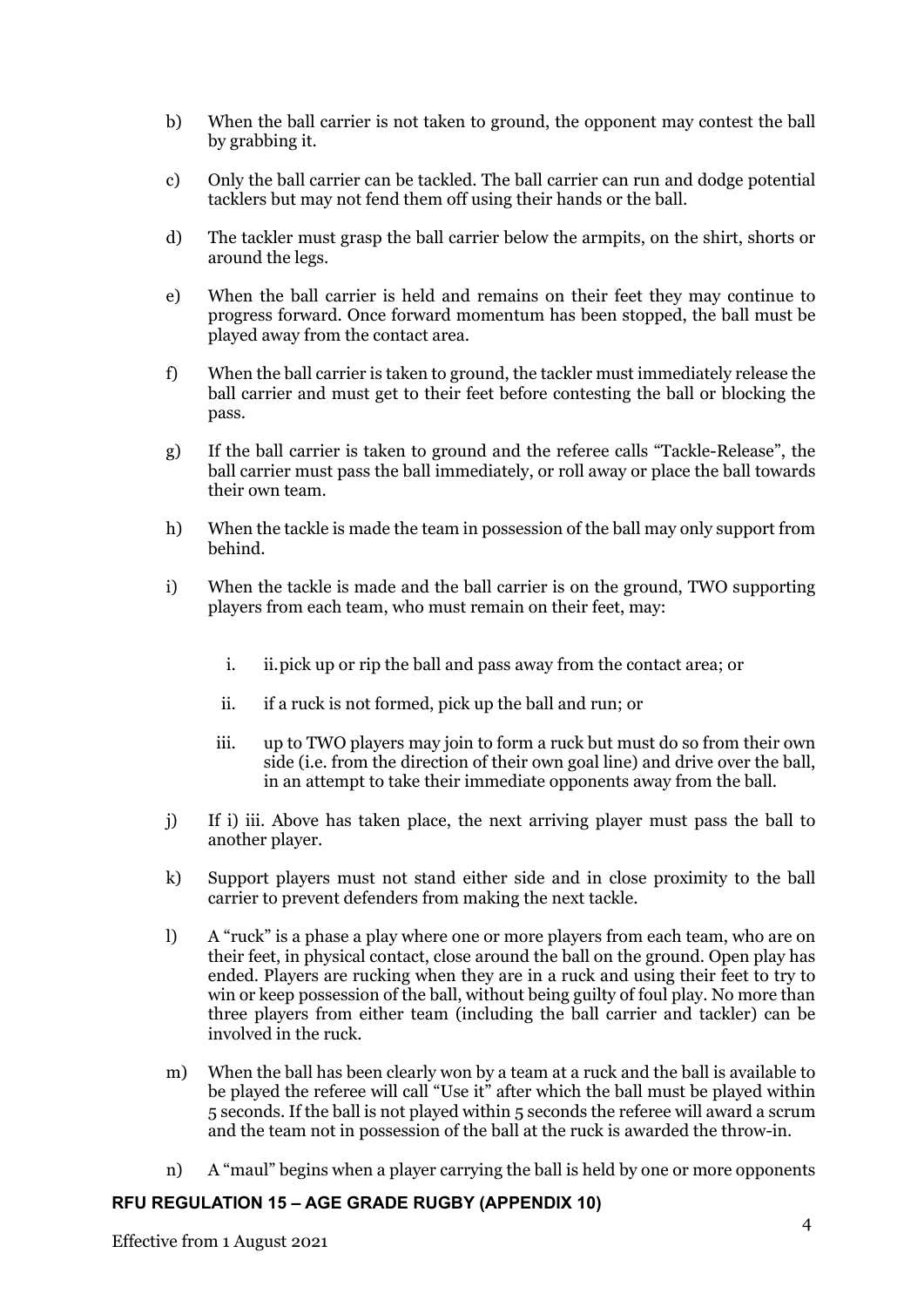b) When the ball carrier is not taken to ground, the opponent may contest the ball by grabbing it.

c) Only the ball carrier can be tackled. The ball carrier can run and dodge potential tacklers but may not fend them off using their hands or the ball.

d) The tackler must grasp the ball carrier below the armpits, on the shirt, shorts or around the legs.

e) When the ball carrier is held and remains on their feet they may continue to progress forward. Once forward momentum has been stopped, the ball must be played away from the contact area.

f) When the ball carrier is taken to ground, the tackler must immediately release the ball carrier and must get to their feet before contesting the ball or blocking the pass.

g) If the ball carrier is taken to ground and the referee calls "Tackle-Release", the ball carrier must pass the ball immediately, or roll away or place the ball towards their own team.

h) When the tackle is made the team in possession of the ball may only support from behind.

i) When the tackle is made and the ball carrier is on the ground, TWO supporting players from each team, who must remain on their feet, may:

   i. ii.pick up or rip the ball and pass away from the contact area; or

   ii. if a ruck is not formed, pick up the ball and run; or

   iii. up to TWO players may join to form a ruck but must do so from their own side (i.e. from the direction of their own goal line) and drive over the ball, in an attempt to take their immediate opponents away from the ball.

j) If i) iii. Above has taken place, the next arriving player must pass the ball to another player.

k) Support players must not stand either side and in close proximity to the ball carrier to prevent defenders from making the next tackle.

l) A "ruck" is a phase a play where one or more players from each team, who are on their feet, in physical contact, close around the ball on the ground. Open play has ended. Players are rucking when they are in a ruck and using their feet to try to win or keep possession of the ball, without being guilty of foul play. No more than three players from either team (including the ball carrier and tackler) can be involved in the ruck.

m) When the ball has been clearly won by a team at a ruck and the ball is available to be played the referee will call "Use it" after which the ball must be played within 5 seconds. If the ball is not played within 5 seconds the referee will award a scrum and the team not in possession of the ball at the ruck is awarded the throw-in.

n) A "maul" begins when a player carrying the ball is held by one or more opponents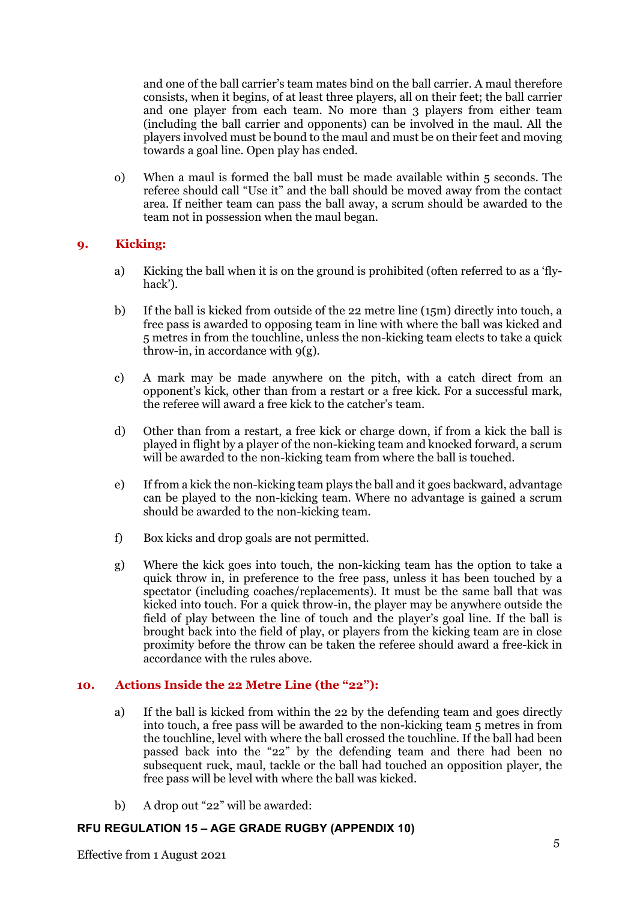and one of the ball carrier's team mates bind on the ball carrier. A maul therefore consists, when it begins, of at least three players, all on their feet; the ball carrier and one player from each team. No more than 3 players from either team (including the ball carrier and opponents) can be involved in the maul. All the players involved must be bound to the maul and must be on their feet and moving towards a goal line. Open play has ended.

o) When a maul is formed the ball must be made available within 5 seconds. The referee should call "Use it" and the ball should be moved away from the contact area. If neither team can pass the ball away, a scrum should be awarded to the team not in possession when the maul began.

## 9. Kicking:

a) Kicking the ball when it is on the ground is prohibited (often referred to as a 'fly-hack').

b) If the ball is kicked from outside of the 22 metre line (15m) directly into touch, a free pass is awarded to opposing team in line with where the ball was kicked and 5 metres in from the touchline, unless the non-kicking team elects to take a quick throw-in, in accordance with 9(g).

c) A mark may be made anywhere on the pitch, with a catch direct from an opponent's kick, other than from a restart or a free kick. For a successful mark, the referee will award a free kick to the catcher's team.

d) Other than from a restart, a free kick or charge down, if from a kick the ball is played in flight by a player of the non-kicking team and knocked forward, a scrum will be awarded to the non-kicking team from where the ball is touched.

e) If from a kick the non-kicking team plays the ball and it goes backward, advantage can be played to the non-kicking team. Where no advantage is gained a scrum should be awarded to the non-kicking team.

f) Box kicks and drop goals are not permitted.

g) Where the kick goes into touch, the non-kicking team has the option to take a quick throw in, in preference to the free pass, unless it has been touched by a spectator (including coaches/replacements). It must be the same ball that was kicked into touch. For a quick throw-in, the player may be anywhere outside the field of play between the line of touch and the player's goal line. If the ball is brought back into the field of play, or players from the kicking team are in close proximity before the throw can be taken the referee should award a free-kick in accordance with the rules above.

## 10. Actions Inside the 22 Metre Line (the "22"):

a) If the ball is kicked from within the 22 by the defending team and goes directly into touch, a free pass will be awarded to the non-kicking team 5 metres in from the touchline, level with where the ball crossed the touchline. If the ball had been passed back into the "22" by the defending team and there had been no subsequent ruck, maul, tackle or the ball had touched an opposition player, the free pass will be level with where the ball was kicked.

b) A drop out "22" will be awarded: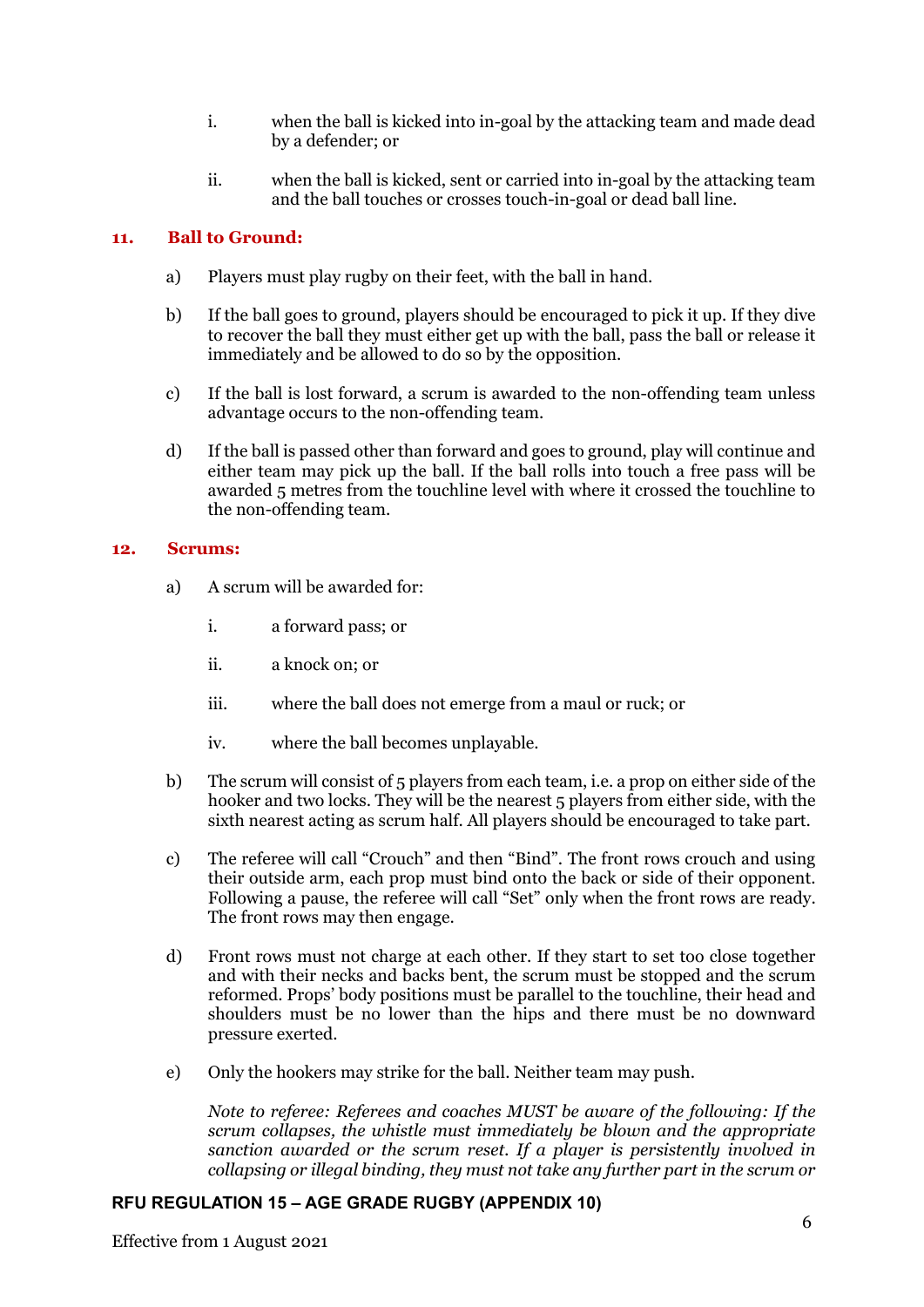i. when the ball is kicked into in-goal by the attacking team and made dead by a defender; or

ii. when the ball is kicked, sent or carried into in-goal by the attacking team and the ball touches or crosses touch-in-goal or dead ball line.

### 11. Ball to Ground:

a) Players must play rugby on their feet, with the ball in hand.

b) If the ball goes to ground, players should be encouraged to pick it up. If they dive to recover the ball they must either get up with the ball, pass the ball or release it immediately and be allowed to do so by the opposition.

c) If the ball is lost forward, a scrum is awarded to the non-offending team unless advantage occurs to the non-offending team.

d) If the ball is passed other than forward and goes to ground, play will continue and either team may pick up the ball. If the ball rolls into touch a free pass will be awarded 5 metres from the touchline level with where it crossed the touchline to the non-offending team.

### 12. Scrums:

a) A scrum will be awarded for:

i. a forward pass; or

ii. a knock on; or

iii. where the ball does not emerge from a maul or ruck; or

iv. where the ball becomes unplayable.

b) The scrum will consist of 5 players from each team, i.e. a prop on either side of the hooker and two locks. They will be the nearest 5 players from either side, with the sixth nearest acting as scrum half. All players should be encouraged to take part.

c) The referee will call "Crouch" and then "Bind". The front rows crouch and using their outside arm, each prop must bind onto the back or side of their opponent. Following a pause, the referee will call "Set" only when the front rows are ready. The front rows may then engage.

d) Front rows must not charge at each other. If they start to set too close together and with their necks and backs bent, the scrum must be stopped and the scrum reformed. Props' body positions must be parallel to the touchline, their head and shoulders must be no lower than the hips and there must be no downward pressure exerted.

e) Only the hookers may strike for the ball. Neither team may push.

*Note to referee: Referees and coaches MUST be aware of the following: If the scrum collapses, the whistle must immediately be blown and the appropriate sanction awarded or the scrum reset. If a player is persistently involved in collapsing or illegal binding, they must not take any further part in the scrum or*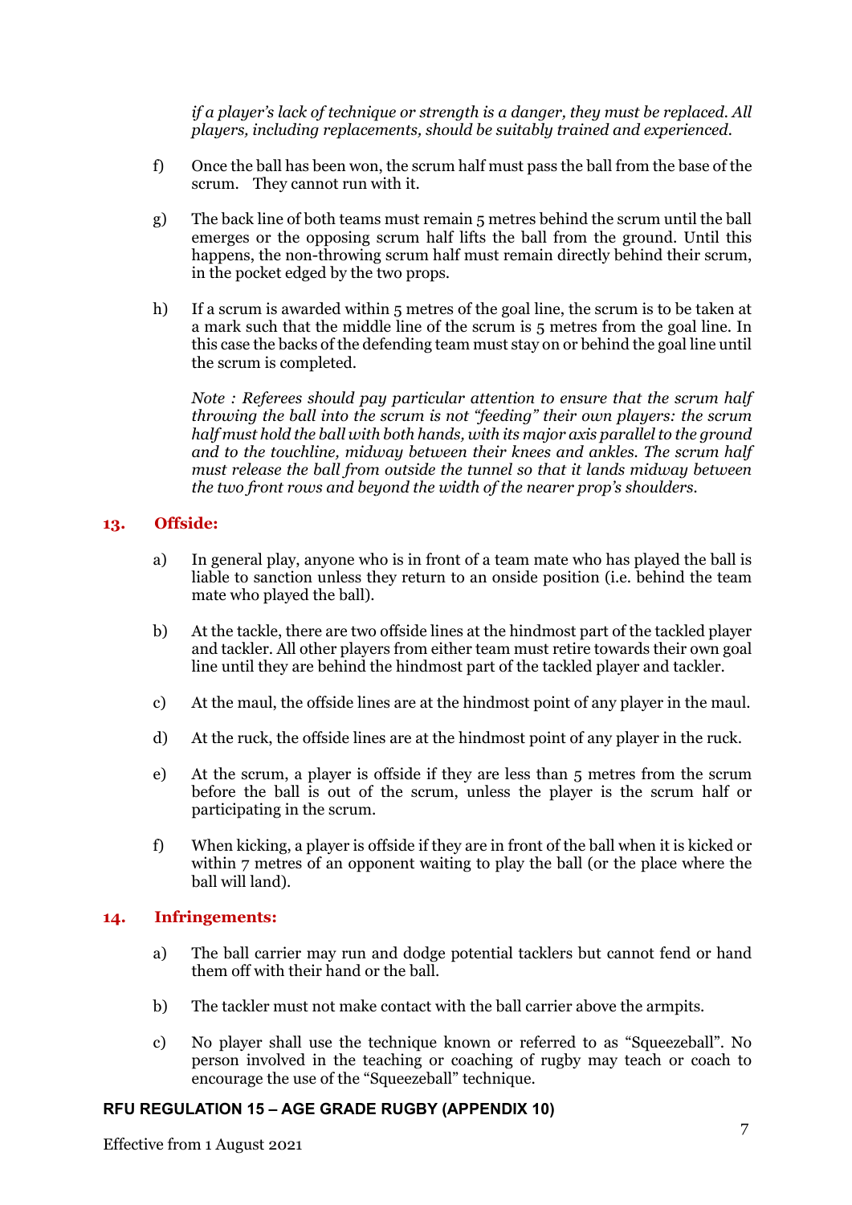*if a player's lack of technique or strength is a danger, they must be replaced. All players, including replacements, should be suitably trained and experienced.*

f) Once the ball has been won, the scrum half must pass the ball from the base of the scrum. They cannot run with it.

g) The back line of both teams must remain 5 metres behind the scrum until the ball emerges or the opposing scrum half lifts the ball from the ground. Until this happens, the non-throwing scrum half must remain directly behind their scrum, in the pocket edged by the two props.

h) If a scrum is awarded within 5 metres of the goal line, the scrum is to be taken at a mark such that the middle line of the scrum is 5 metres from the goal line. In this case the backs of the defending team must stay on or behind the goal line until the scrum is completed.

*Note : Referees should pay particular attention to ensure that the scrum half throwing the ball into the scrum is not "feeding" their own players: the scrum half must hold the ball with both hands, with its major axis parallel to the ground and to the touchline, midway between their knees and ankles. The scrum half must release the ball from outside the tunnel so that it lands midway between the two front rows and beyond the width of the nearer prop's shoulders.*

## 13. Offside:

a) In general play, anyone who is in front of a team mate who has played the ball is liable to sanction unless they return to an onside position (i.e. behind the team mate who played the ball).

b) At the tackle, there are two offside lines at the hindmost part of the tackled player and tackler. All other players from either team must retire towards their own goal line until they are behind the hindmost part of the tackled player and tackler.

c) At the maul, the offside lines are at the hindmost point of any player in the maul.

d) At the ruck, the offside lines are at the hindmost point of any player in the ruck.

e) At the scrum, a player is offside if they are less than 5 metres from the scrum before the ball is out of the scrum, unless the player is the scrum half or participating in the scrum.

f) When kicking, a player is offside if they are in front of the ball when it is kicked or within 7 metres of an opponent waiting to play the ball (or the place where the ball will land).

## 14. Infringements:

a) The ball carrier may run and dodge potential tacklers but cannot fend or hand them off with their hand or the ball.

b) The tackler must not make contact with the ball carrier above the armpits.

c) No player shall use the technique known or referred to as "Squeezeball". No person involved in the teaching or coaching of rugby may teach or coach to encourage the use of the "Squeezeball" technique.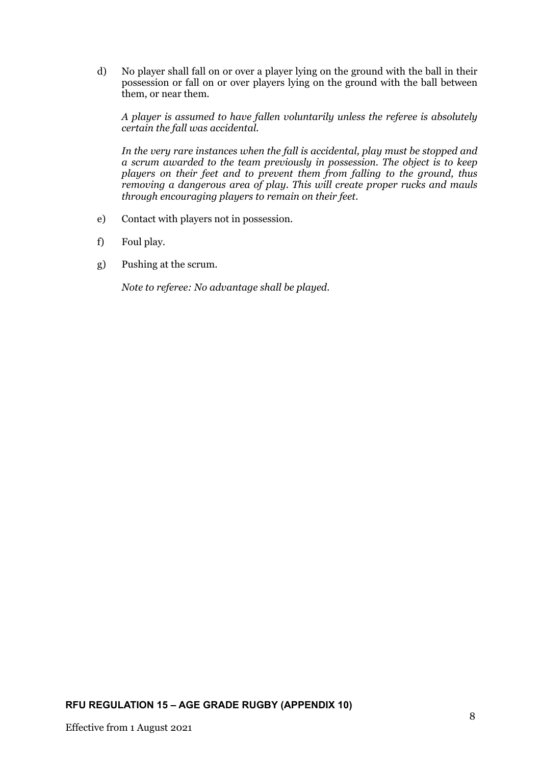d) No player shall fall on or over a player lying on the ground with the ball in their possession or fall on or over players lying on the ground with the ball between them, or near them.

   *A player is assumed to have fallen voluntarily unless the referee is absolutely certain the fall was accidental.*

   *In the very rare instances when the fall is accidental, play must be stopped and a scrum awarded to the team previously in possession. The object is to keep players on their feet and to prevent them from falling to the ground, thus removing a dangerous area of play. This will create proper rucks and mauls through encouraging players to remain on their feet.*

e) Contact with players not in possession.

f) Foul play.

g) Pushing at the scrum.

   *Note to referee: No advantage shall be played.*